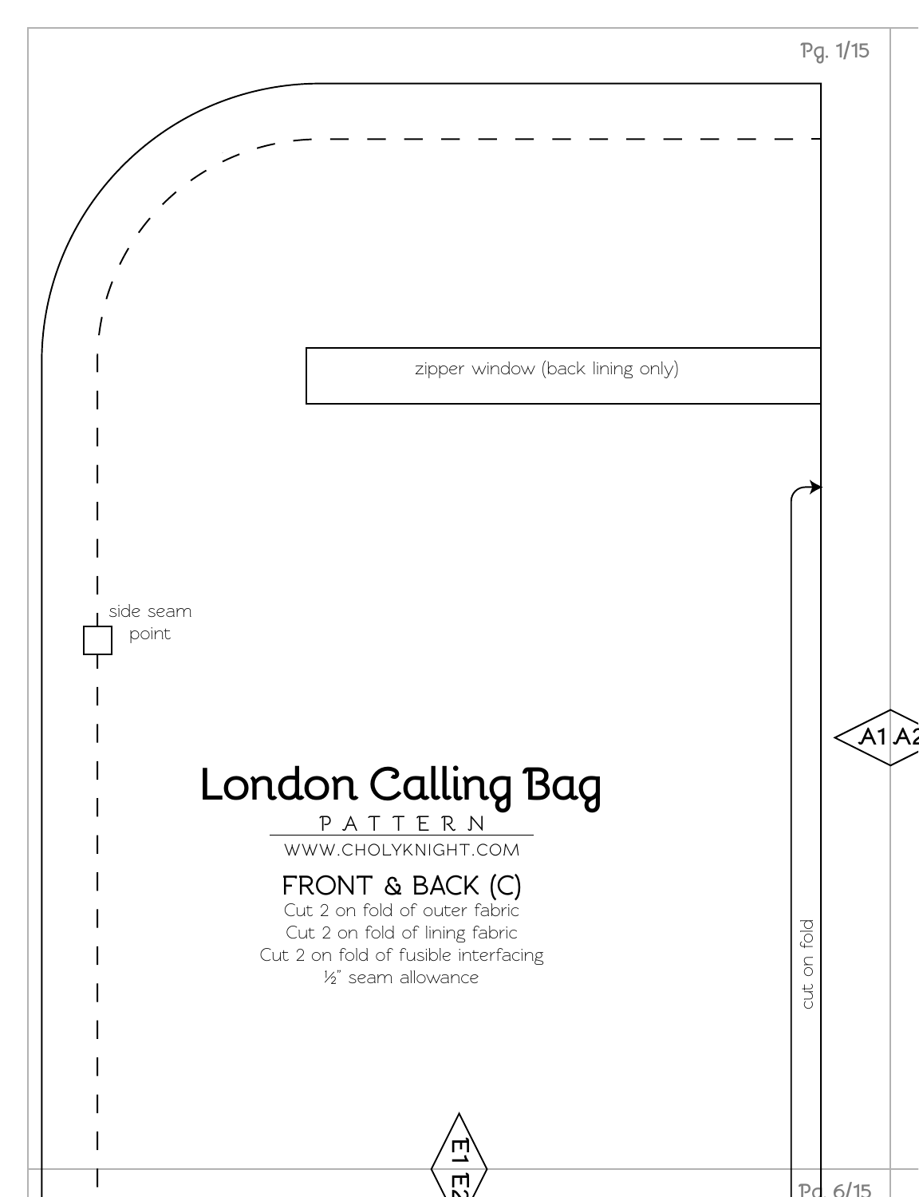zipper window (back lining only)

side seam point

A1 A2

# London Calling Bag

PATTERN

WWW.CHOLYKNIGHT.COM

## FRONT & BACK (C)

Cut 2 on fold of outer fabric
Cut 2 on fold of lining fabric
Cut 2 on fold of fusible interfacing
½" seam allowance

cut on fold

E1 E2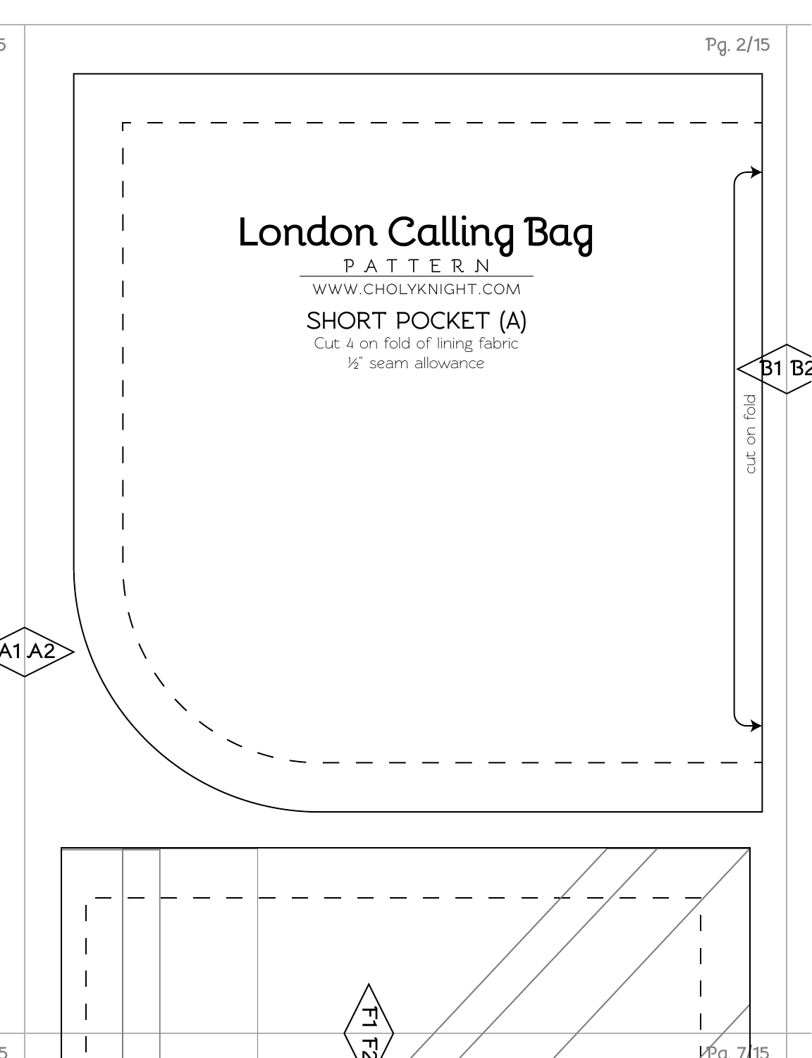# London Calling Bag

PATTERN

WWW.CHOLYKNIGHT.COM

## SHORT POCKET (A)

Cut 4 on fold of lining fabric

½" seam allowance

cut on fold

A1 A2

B1 B2

F1 F2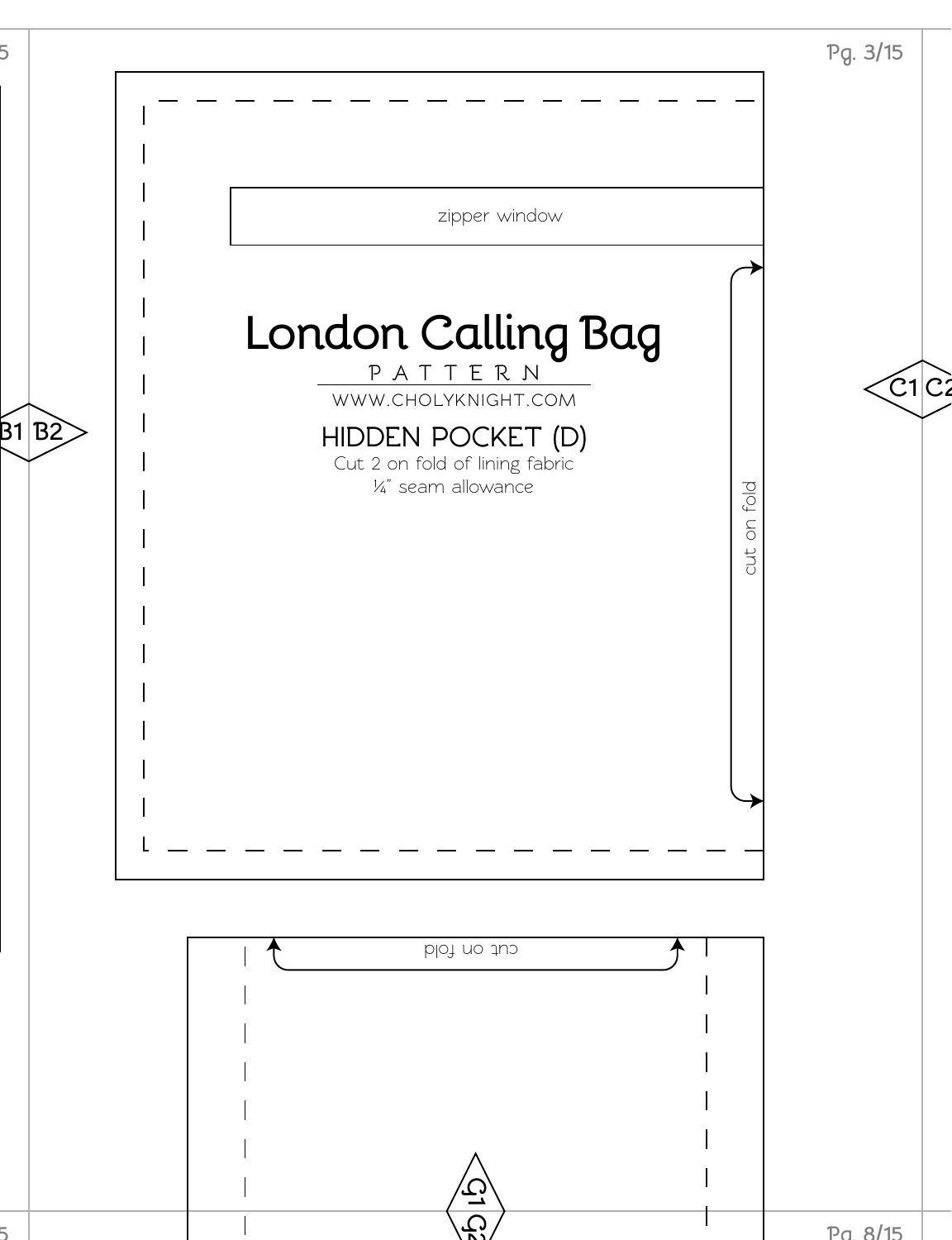zipper window

# London Calling Bag

PATTERN

WWW.CHOLYKNIGHT.COM

## HIDDEN POCKET (D)

Cut 2 on fold of lining fabric

¼" seam allowance

cut on fold

B1 B2

C1 C2

cut on fold

G1 G2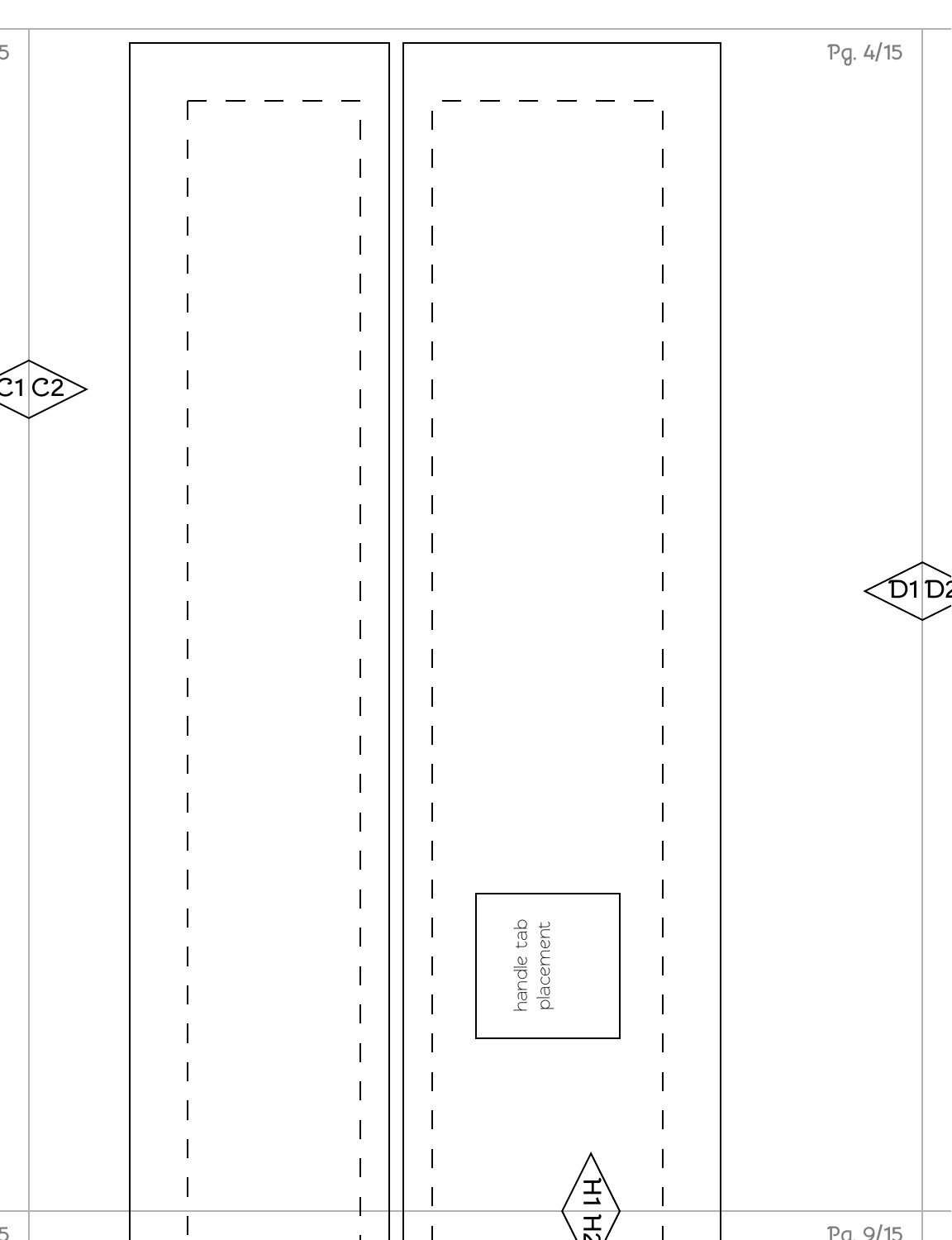C1 C2

D1 D2

handle tab placement

H1 H2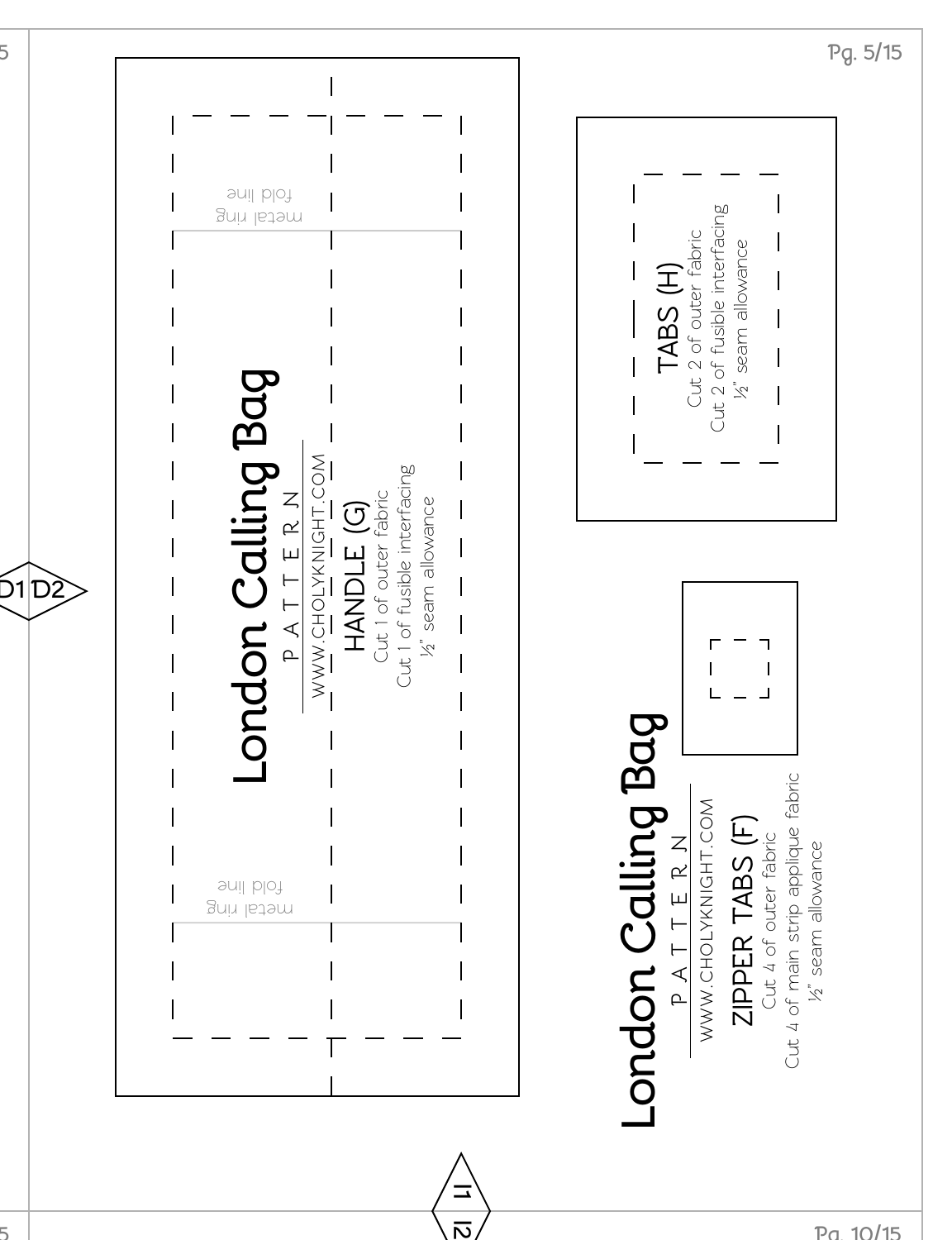London Calling Bag

PATTERN

WWW.CHOLYKNIGHT.COM

## HANDLE (G)

Cut 1 of outer fabric
Cut 1 of fusible interfacing
½" seam allowance

metal ring
fold line

metal ring
fold line

## TABS (H)

Cut 2 of outer fabric
Cut 2 of fusible interfacing
½" seam allowance

London Calling Bag

PATTERN

WWW.CHOLYKNIGHT.COM

## ZIPPER TABS (F)

Cut 4 of outer fabric
Cut 4 of main strip applique fabric
½" seam allowance

D1 D2

I1 I2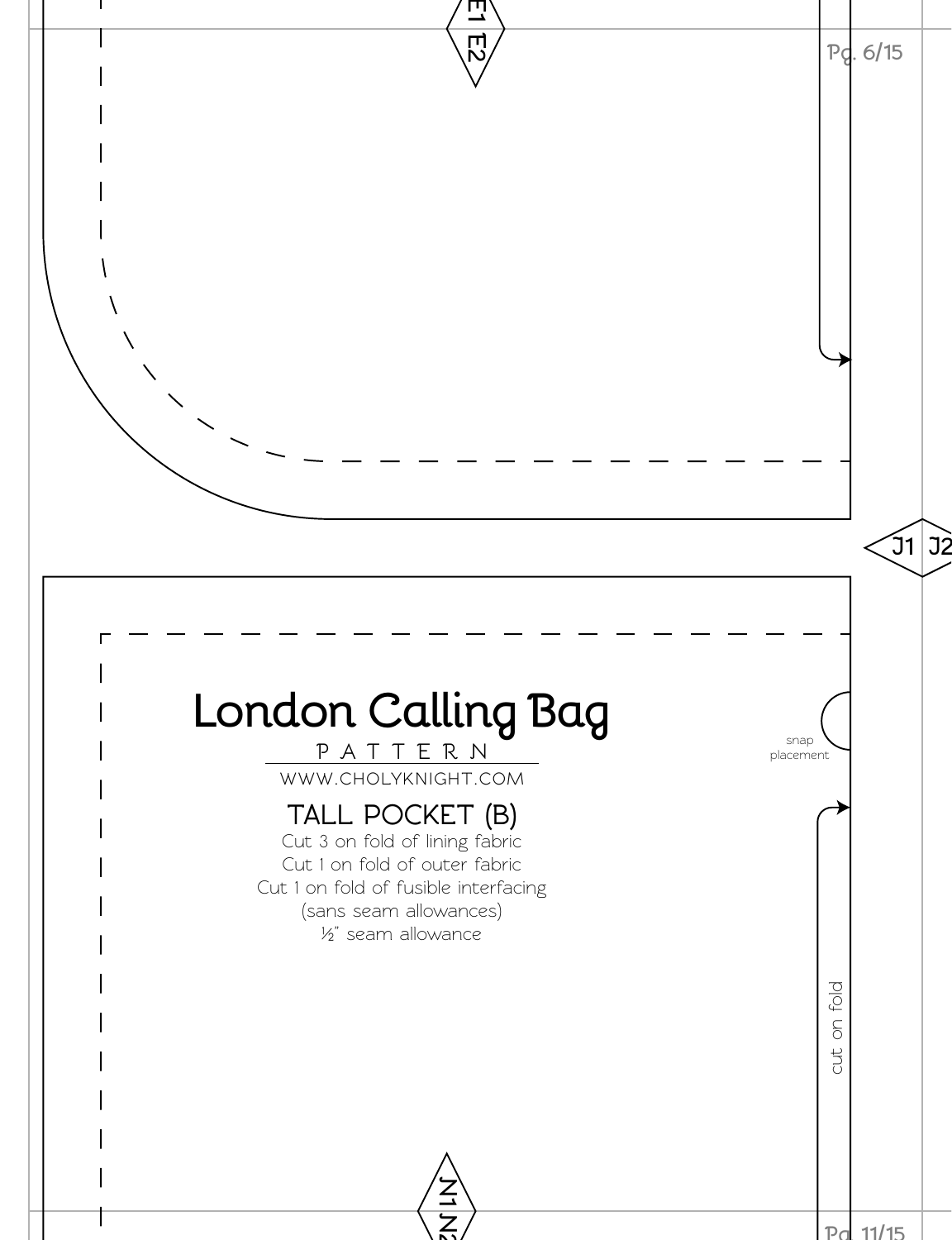E1 E2

J1 J2

# London Calling Bag

PATTERN

WWW.CHOLYKNIGHT.COM

## TALL POCKET (B)

Cut 3 on fold of lining fabric
Cut 1 on fold of outer fabric
Cut 1 on fold of fusible interfacing
(sans seam allowances)
½" seam allowance

snap placement

cut on fold

J1 J2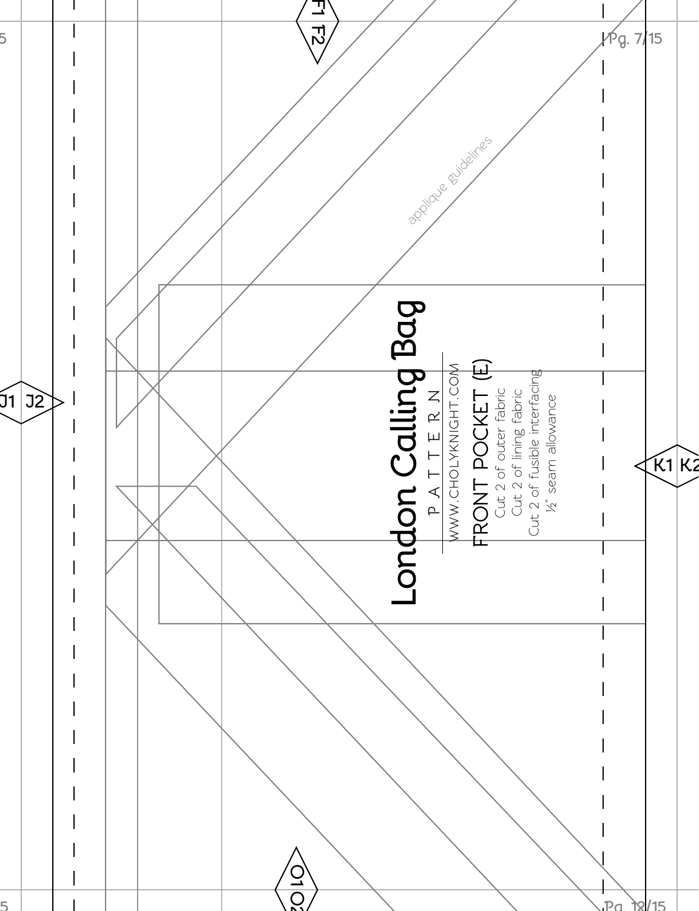# London Calling Bag

PATTERN

WWW.CHOLYKNIGHT.COM

## FRONT POCKET (E)

Cut 2 of outer fabric
Cut 2 of lining fabric
Cut 2 of fusible interfacing
½" seam allowance

applique guidelines

F1 F2

J1 J2

K1 K2

O1 O2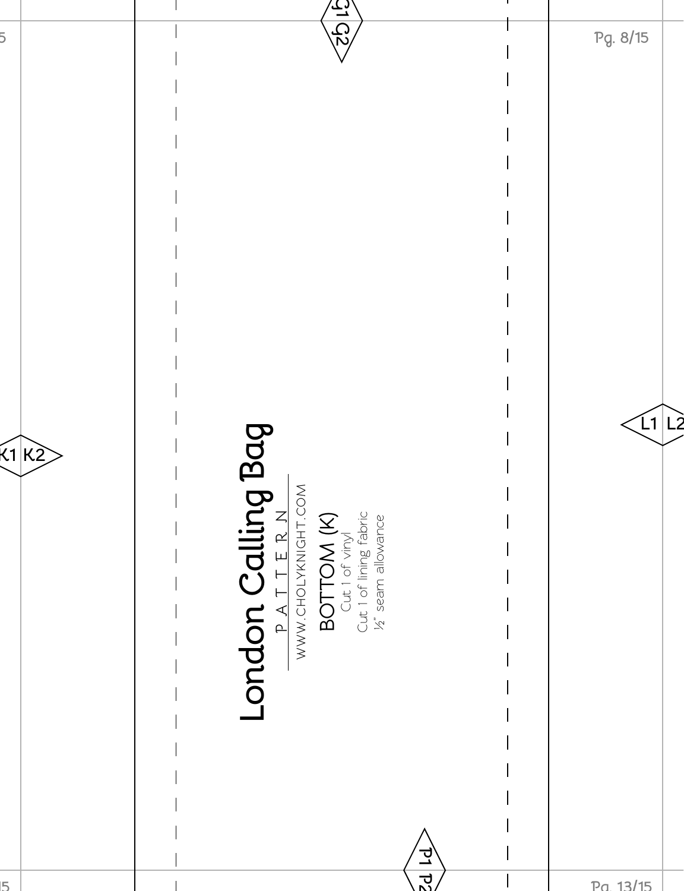G1 G2

K1 K2

L1 L2

# London Calling Bag

P A T T E R N

WWW.CHOLYKNIGHT.COM

## BOTTOM (K)

Cut 1 of vinyl
Cut 1 of lining fabric
½" seam allowance

P1 P2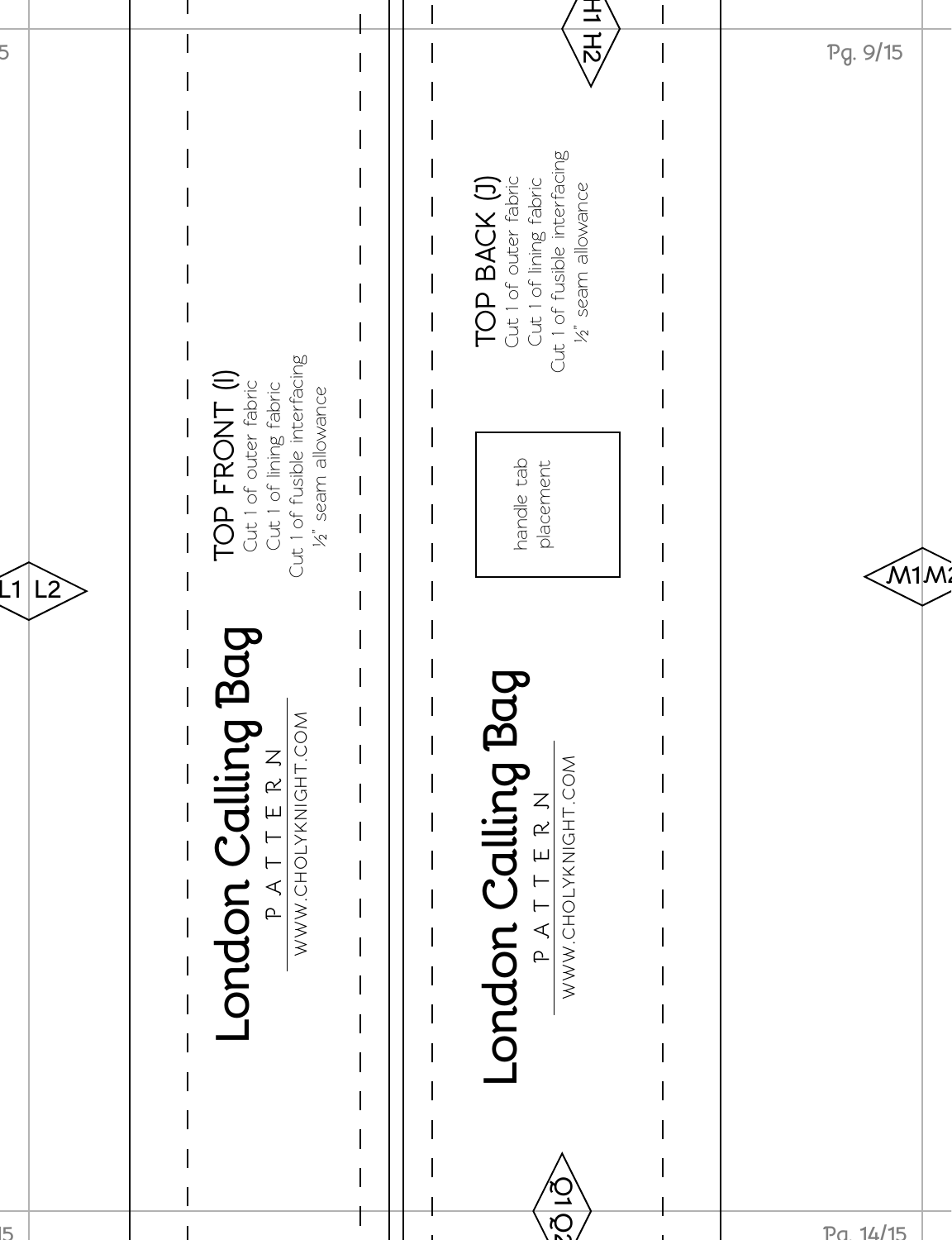## TOP FRONT (I)

Cut 1 of outer fabric
Cut 1 of lining fabric
Cut 1 of fusible interfacing
½" seam allowance

London Calling Bag
PATTERN
WWW.CHOLYKNIGHT.COM

## TOP BACK (J)

Cut 1 of outer fabric
Cut 1 of lining fabric
Cut 1 of fusible interfacing
½" seam allowance

handle tab placement

London Calling Bag
PATTERN
WWW.CHOLYKNIGHT.COM

L1 L2

H1 H2

M1 M2

Q1 Q2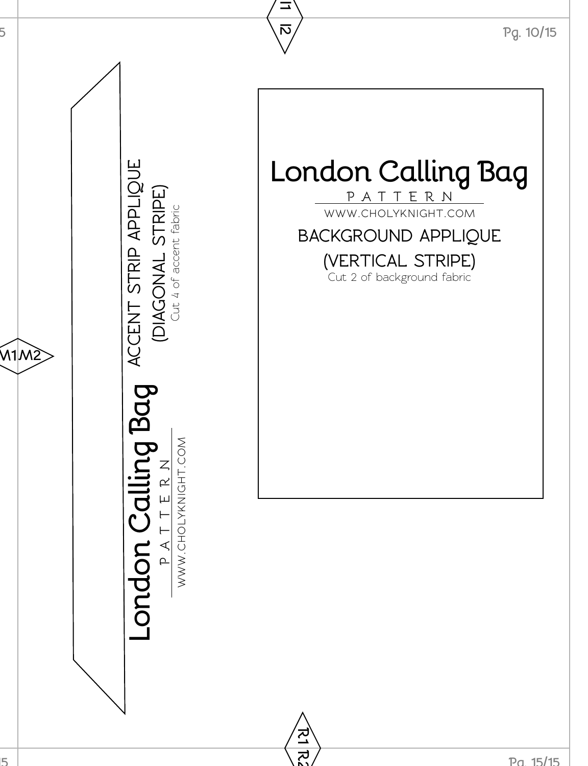London Calling Bag

PATTERN

WWW.CHOLYKNIGHT.COM

ACCENT STRIP APPLIQUE

(DIAGONAL STRIPE)

Cut 4 of accent fabric

M1 M2

I1 I2

London Calling Bag

PATTERN

WWW.CHOLYKNIGHT.COM

BACKGROUND APPLIQUE

(VERTICAL STRIPE)

Cut 2 of background fabric

R1 R2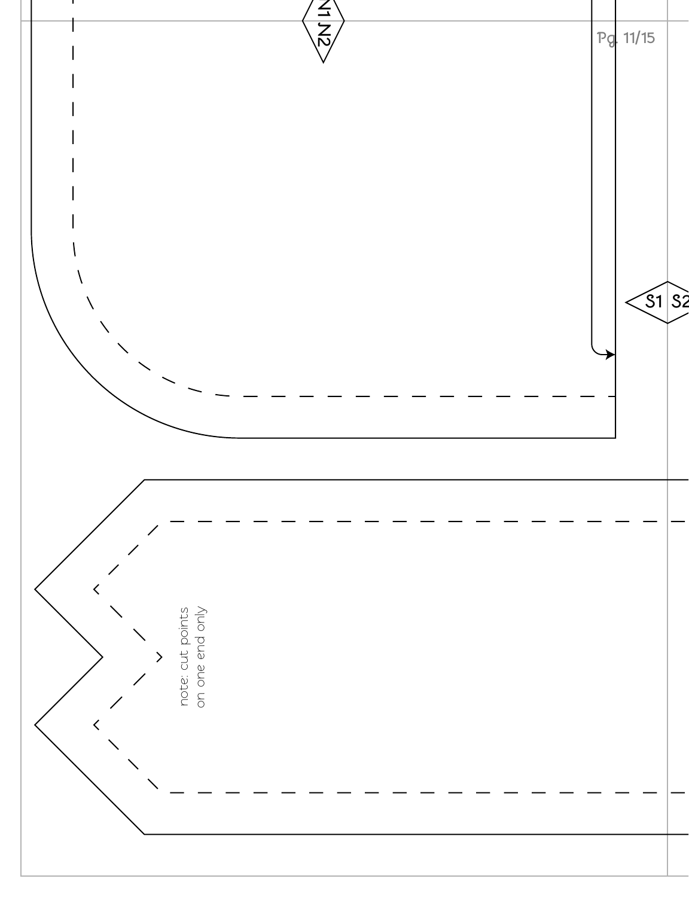N1 N2

S1 S2

note: cut points
on one end only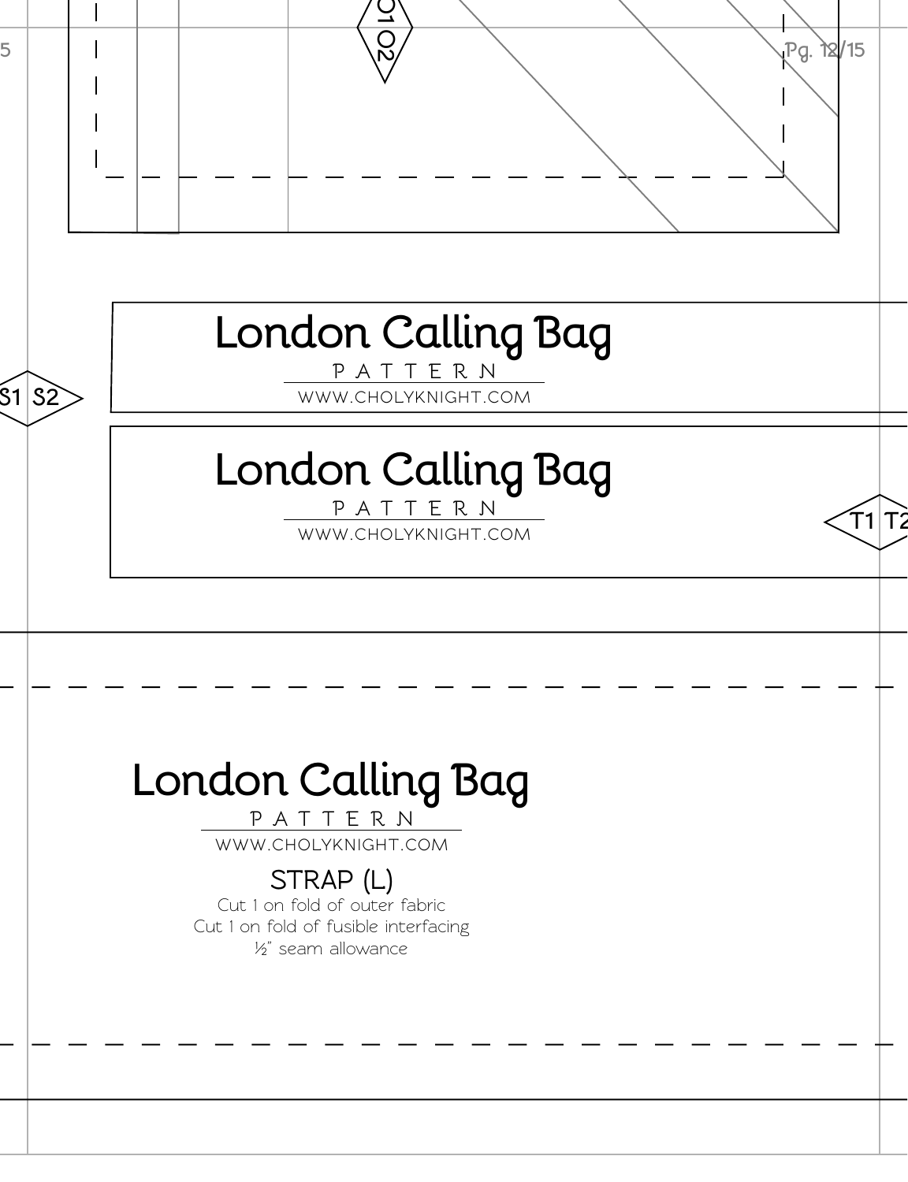O1 O2

London Calling Bag

PATTERN

WWW.CHOLYKNIGHT.COM

S1 S2

London Calling Bag

PATTERN

WWW.CHOLYKNIGHT.COM

T1 T2

London Calling Bag

PATTERN

WWW.CHOLYKNIGHT.COM

STRAP (L)

Cut 1 on fold of outer fabric

Cut 1 on fold of fusible interfacing

½" seam allowance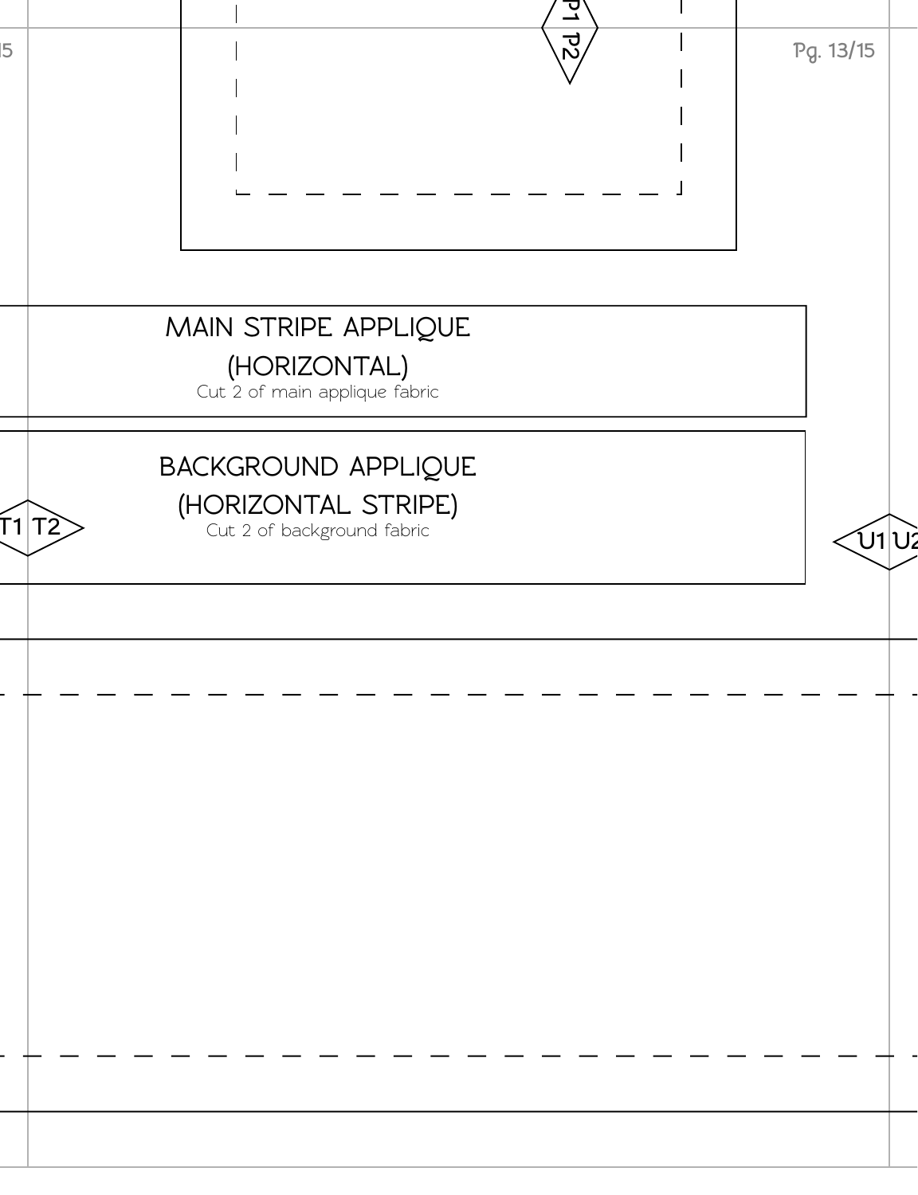P1 P2

## MAIN STRIPE APPLIQUE (HORIZONTAL)

Cut 2 of main applique fabric

## BACKGROUND APPLIQUE (HORIZONTAL STRIPE)

Cut 2 of background fabric

T1 T2

U1 U2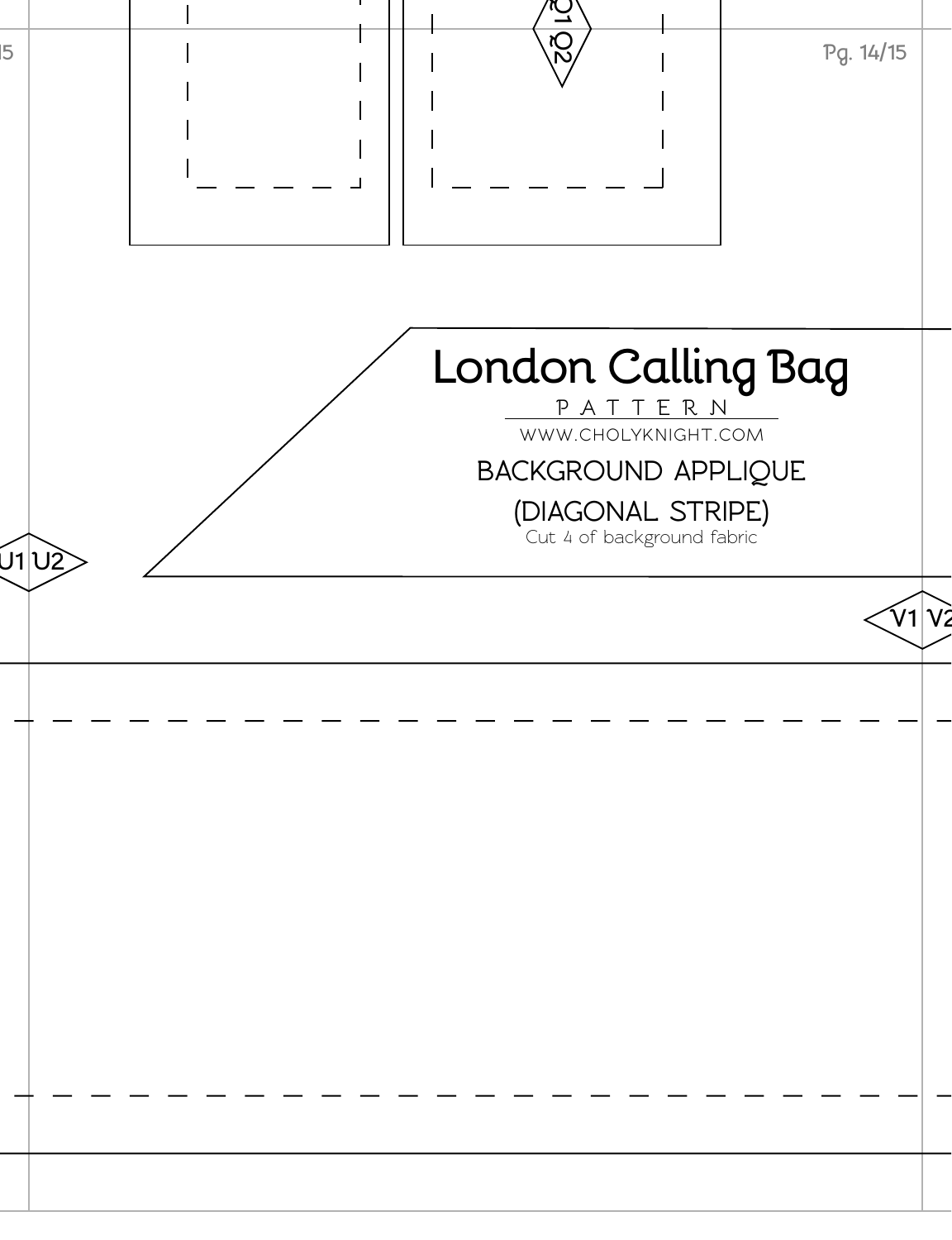Q1 Q2

# London Calling Bag

PATTERN

WWW.CHOLYKNIGHT.COM

BACKGROUND APPLIQUE

(DIAGONAL STRIPE)

Cut 4 of background fabric

U1 U2

V1 V2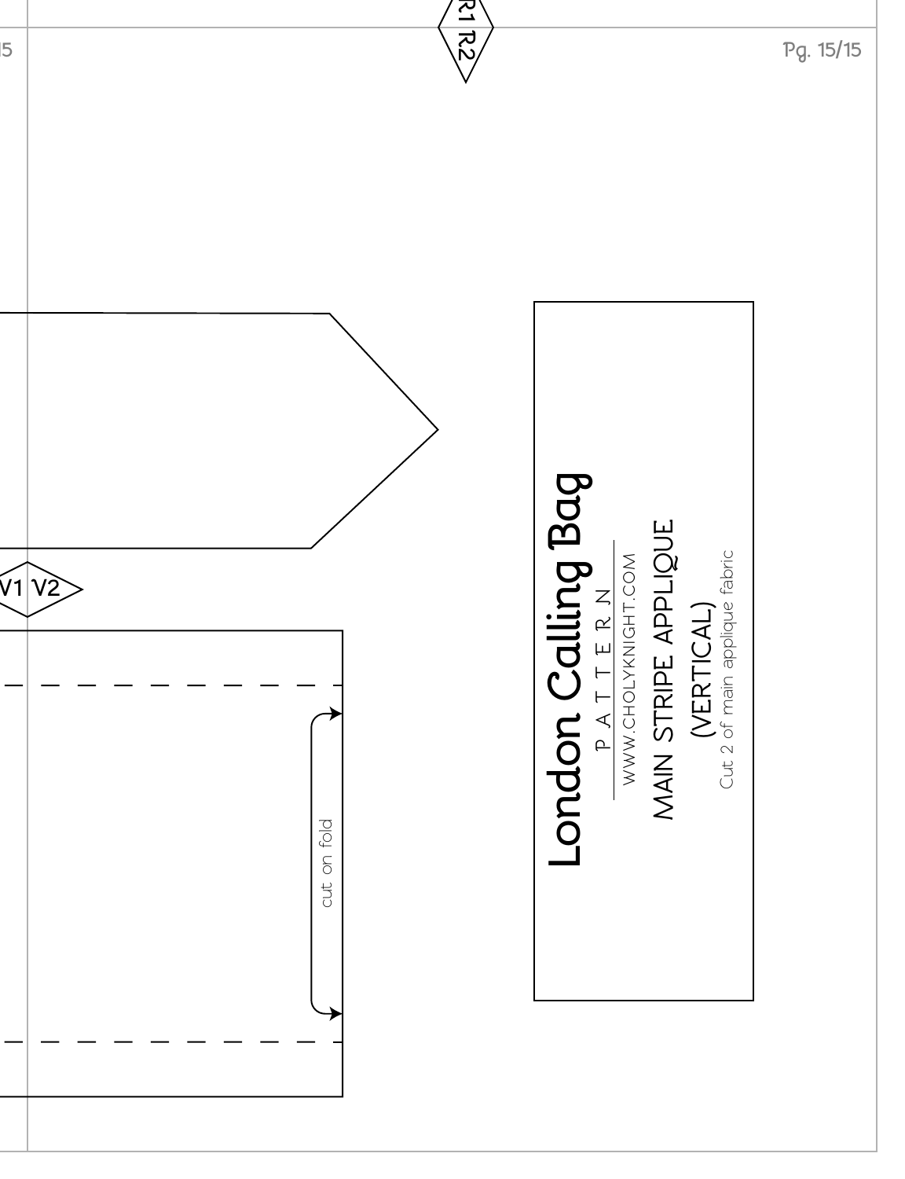R1 R2

V1 V2

cut on fold

London Calling Bag

PATTERN

WWW.CHOLYKNIGHT.COM

MAIN STRIPE APPLIQUE

(VERTICAL)

Cut 2 of main applique fabric